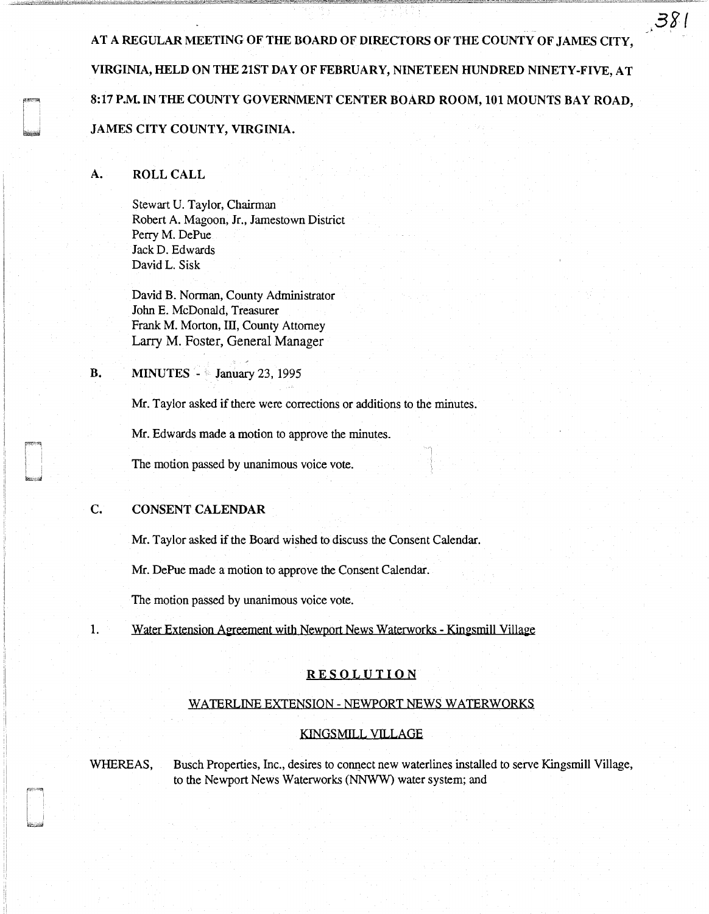AT A REGULAR MEETING OF THE BOARD OF DIRECTORS OF THE COUNTY OF JAMES CITY, VIRGINIA, HELD ON THE 21ST DAY OF FEBRUARY, NINETEEN HUNDRED NINETY-FIVE, AT 8:17 P.M. IN THE COUNTY GOVERNMENT CENTER BOARD ROOM, 101 MOUNTS BAY ROAD, JAMES CITY COUNTY, VIRGINIA.

## A. ROLL CALL

Stewart U. Taylor, Chairman
Robert A. Magoon, Jr., Jamestown District
Perry M. DePue
Jack D. Edwards
David L. Sisk

David B. Norman, County Administrator
John E. McDonald, Treasurer
Frank M. Morton, III, County Attorney
Larry M. Foster, General Manager

## B. MINUTES - January 23, 1995

Mr. Taylor asked if there were corrections or additions to the minutes.

Mr. Edwards made a motion to approve the minutes.

The motion passed by unanimous voice vote.

## C. CONSENT CALENDAR

Mr. Taylor asked if the Board wished to discuss the Consent Calendar.

Mr. DePue made a motion to approve the Consent Calendar.

The motion passed by unanimous voice vote.

1. Water Extension Agreement with Newport News Waterworks - Kingsmill Village

**RESOLUTION**

WATERLINE EXTENSION - NEWPORT NEWS WATERWORKS

KINGSMILL VILLAGE

WHEREAS, Busch Properties, Inc., desires to connect new waterlines installed to serve Kingsmill Village, to the Newport News Waterworks (NNWW) water system; and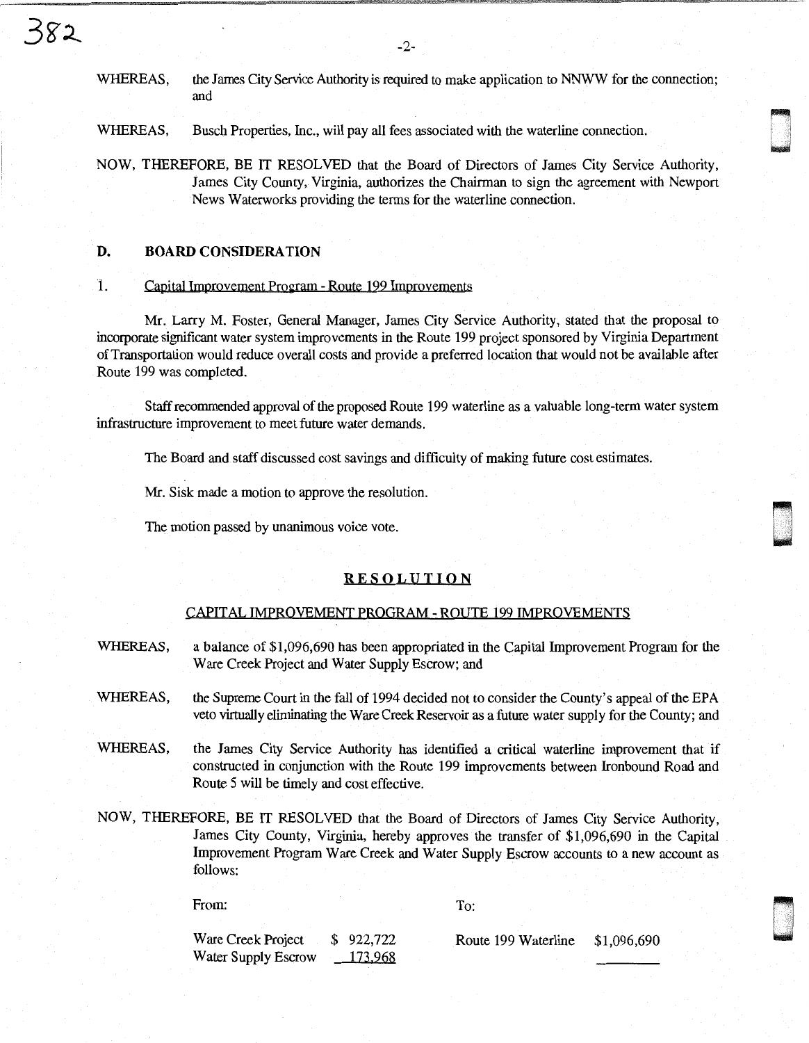WHEREAS, the James City Service Authority is required to make application to NNWW for the connection; and

WHEREAS, Busch Properties, Inc., will pay all fees associated with the waterline connection.

NOW, THEREFORE, BE IT RESOLVED that the Board of Directors of James City Service Authority, James City County, Virginia, authorizes the Chairman to sign the agreement with Newport News Waterworks providing the terms for the waterline connection.

## D. BOARD CONSIDERATION

1. Capital Improvement Program - Route 199 Improvements

Mr. Larry M. Foster, General Manager, James City Service Authority, stated that the proposal to incorporate significant water system improvements in the Route 199 project sponsored by Virginia Department of Transportation would reduce overall costs and provide a preferred location that would not be available after Route 199 was completed.

Staff recommended approval of the proposed Route 199 waterline as a valuable long-term water system infrastructure improvement to meet future water demands.

The Board and staff discussed cost savings and difficulty of making future cost estimates.

Mr. Sisk made a motion to approve the resolution.

The motion passed by unanimous voice vote.

### RESOLUTION

CAPITAL IMPROVEMENT PROGRAM - ROUTE 199 IMPROVEMENTS

WHEREAS, a balance of $1,096,690 has been appropriated in the Capital Improvement Program for the Ware Creek Project and Water Supply Escrow; and

WHEREAS, the Supreme Court in the fall of 1994 decided not to consider the County's appeal of the EPA veto virtually eliminating the Ware Creek Reservoir as a future water supply for the County; and

WHEREAS, the James City Service Authority has identified a critical waterline improvement that if constructed in conjunction with the Route 199 improvements between Ironbound Road and Route 5 will be timely and cost effective.

NOW, THEREFORE, BE IT RESOLVED that the Board of Directors of James City Service Authority, James City County, Virginia, hereby approves the transfer of $1,096,690 in the Capital Improvement Program Ware Creek and Water Supply Escrow accounts to a new account as follows:

| From: | | To: | |
|---|---|---|---|
| Ware Creek Project | $ 922,722 | Route 199 Waterline | $1,096,690 |
| Water Supply Escrow | 173,968 | | |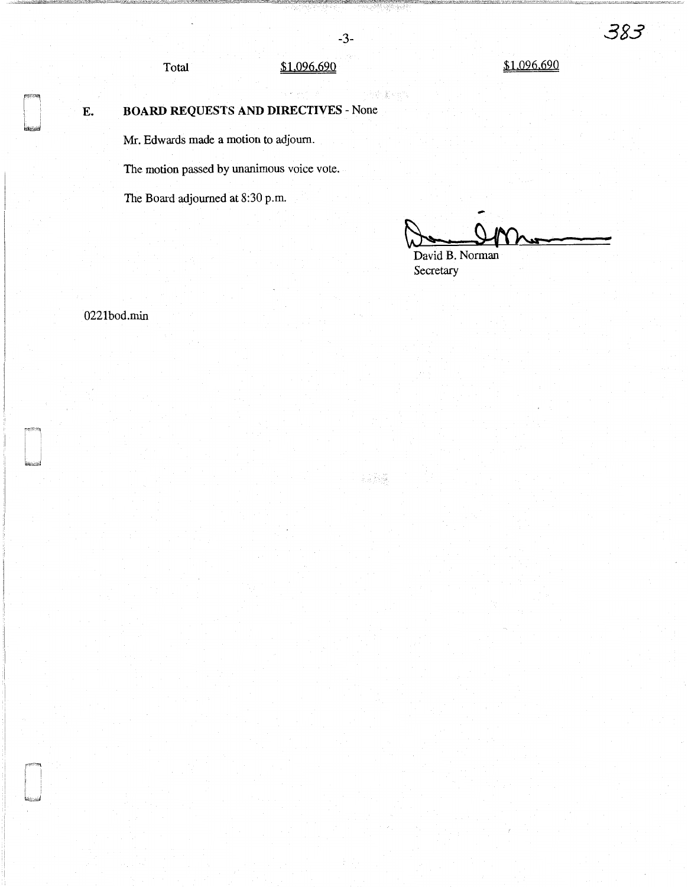| | | |
|---|---|---|
| Total | $1,096,690 | $1,096,690 |

**E. BOARD REQUESTS AND DIRECTIVES** - None

Mr. Edwards made a motion to adjourn.

The motion passed by unanimous voice vote.

The Board adjourned at 8:30 p.m.

David B. Norman
Secretary

0221bod.min